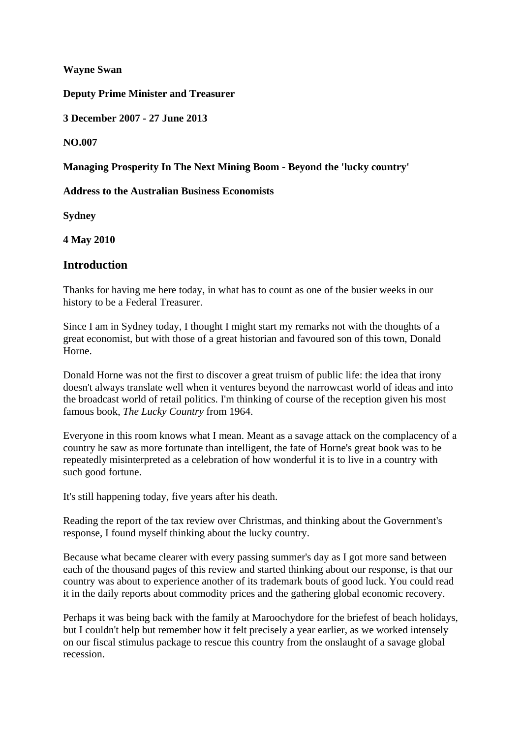**Wayne Swan**

**Deputy Prime Minister and Treasurer**

**3 December 2007 - 27 June 2013**

**NO.007**

**Managing Prosperity In The Next Mining Boom - Beyond the 'lucky country'**

**Address to the Australian Business Economists**

**Sydney**

**4 May 2010**

## Introduction

Thanks for having me here today, in what has to count as one of the busier weeks in our history to be a Federal Treasurer.

Since I am in Sydney today, I thought I might start my remarks not with the thoughts of a great economist, but with those of a great historian and favoured son of this town, Donald Horne.

Donald Horne was not the first to discover a great truism of public life: the idea that irony doesn't always translate well when it ventures beyond the narrowcast world of ideas and into the broadcast world of retail politics. I'm thinking of course of the reception given his most famous book, *The Lucky Country* from 1964.

Everyone in this room knows what I mean. Meant as a savage attack on the complacency of a country he saw as more fortunate than intelligent, the fate of Horne's great book was to be repeatedly misinterpreted as a celebration of how wonderful it is to live in a country with such good fortune.

It's still happening today, five years after his death.

Reading the report of the tax review over Christmas, and thinking about the Government's response, I found myself thinking about the lucky country.

Because what became clearer with every passing summer's day as I got more sand between each of the thousand pages of this review and started thinking about our response, is that our country was about to experience another of its trademark bouts of good luck. You could read it in the daily reports about commodity prices and the gathering global economic recovery.

Perhaps it was being back with the family at Maroochydore for the briefest of beach holidays, but I couldn't help but remember how it felt precisely a year earlier, as we worked intensely on our fiscal stimulus package to rescue this country from the onslaught of a savage global recession.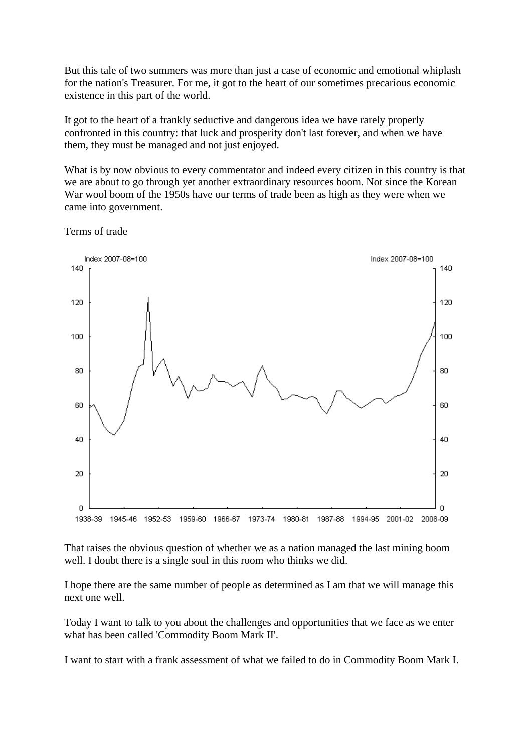But this tale of two summers was more than just a case of economic and emotional whiplash for the nation's Treasurer. For me, it got to the heart of our sometimes precarious economic existence in this part of the world.

It got to the heart of a frankly seductive and dangerous idea we have rarely properly confronted in this country: that luck and prosperity don't last forever, and when we have them, they must be managed and not just enjoyed.

What is by now obvious to every commentator and indeed every citizen in this country is that we are about to go through yet another extraordinary resources boom. Not since the Korean War wool boom of the 1950s have our terms of trade been as high as they were when we came into government.

Terms of trade

That raises the obvious question of whether we as a nation managed the last mining boom well. I doubt there is a single soul in this room who thinks we did.

I hope there are the same number of people as determined as I am that we will manage this next one well.

Today I want to talk to you about the challenges and opportunities that we face as we enter what has been called 'Commodity Boom Mark II'.

I want to start with a frank assessment of what we failed to do in Commodity Boom Mark I.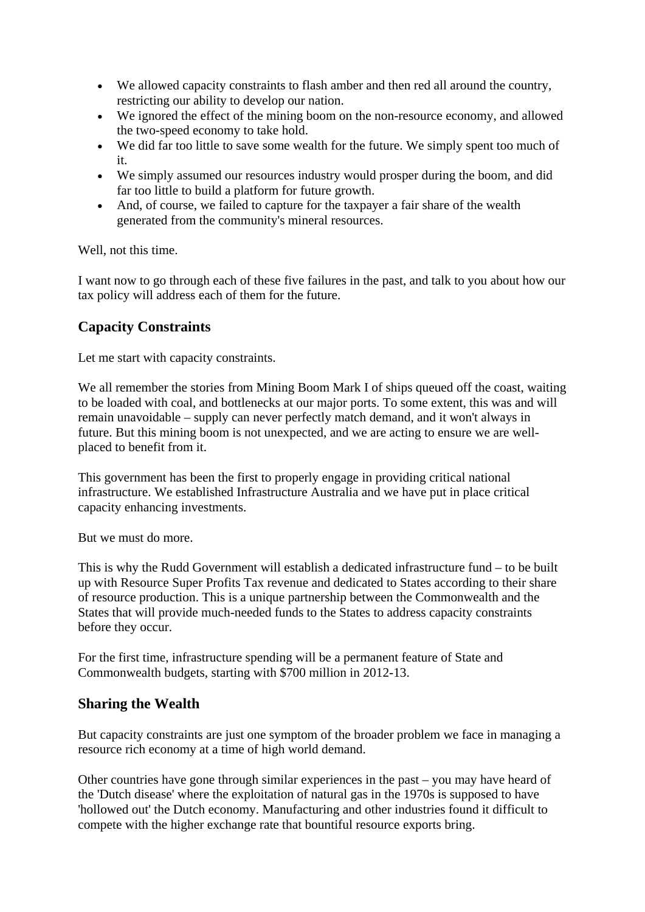- We allowed capacity constraints to flash amber and then red all around the country, restricting our ability to develop our nation.
- We ignored the effect of the mining boom on the non-resource economy, and allowed the two-speed economy to take hold.
- We did far too little to save some wealth for the future. We simply spent too much of it.
- We simply assumed our resources industry would prosper during the boom, and did far too little to build a platform for future growth.
- And, of course, we failed to capture for the taxpayer a fair share of the wealth generated from the community's mineral resources.

Well, not this time.

I want now to go through each of these five failures in the past, and talk to you about how our tax policy will address each of them for the future.

## Capacity Constraints

Let me start with capacity constraints.

We all remember the stories from Mining Boom Mark I of ships queued off the coast, waiting to be loaded with coal, and bottlenecks at our major ports. To some extent, this was and will remain unavoidable – supply can never perfectly match demand, and it won't always in future. But this mining boom is not unexpected, and we are acting to ensure we are well-placed to benefit from it.

This government has been the first to properly engage in providing critical national infrastructure. We established Infrastructure Australia and we have put in place critical capacity enhancing investments.

But we must do more.

This is why the Rudd Government will establish a dedicated infrastructure fund – to be built up with Resource Super Profits Tax revenue and dedicated to States according to their share of resource production. This is a unique partnership between the Commonwealth and the States that will provide much-needed funds to the States to address capacity constraints before they occur.

For the first time, infrastructure spending will be a permanent feature of State and Commonwealth budgets, starting with $700 million in 2012-13.

## Sharing the Wealth

But capacity constraints are just one symptom of the broader problem we face in managing a resource rich economy at a time of high world demand.

Other countries have gone through similar experiences in the past – you may have heard of the 'Dutch disease' where the exploitation of natural gas in the 1970s is supposed to have 'hollowed out' the Dutch economy. Manufacturing and other industries found it difficult to compete with the higher exchange rate that bountiful resource exports bring.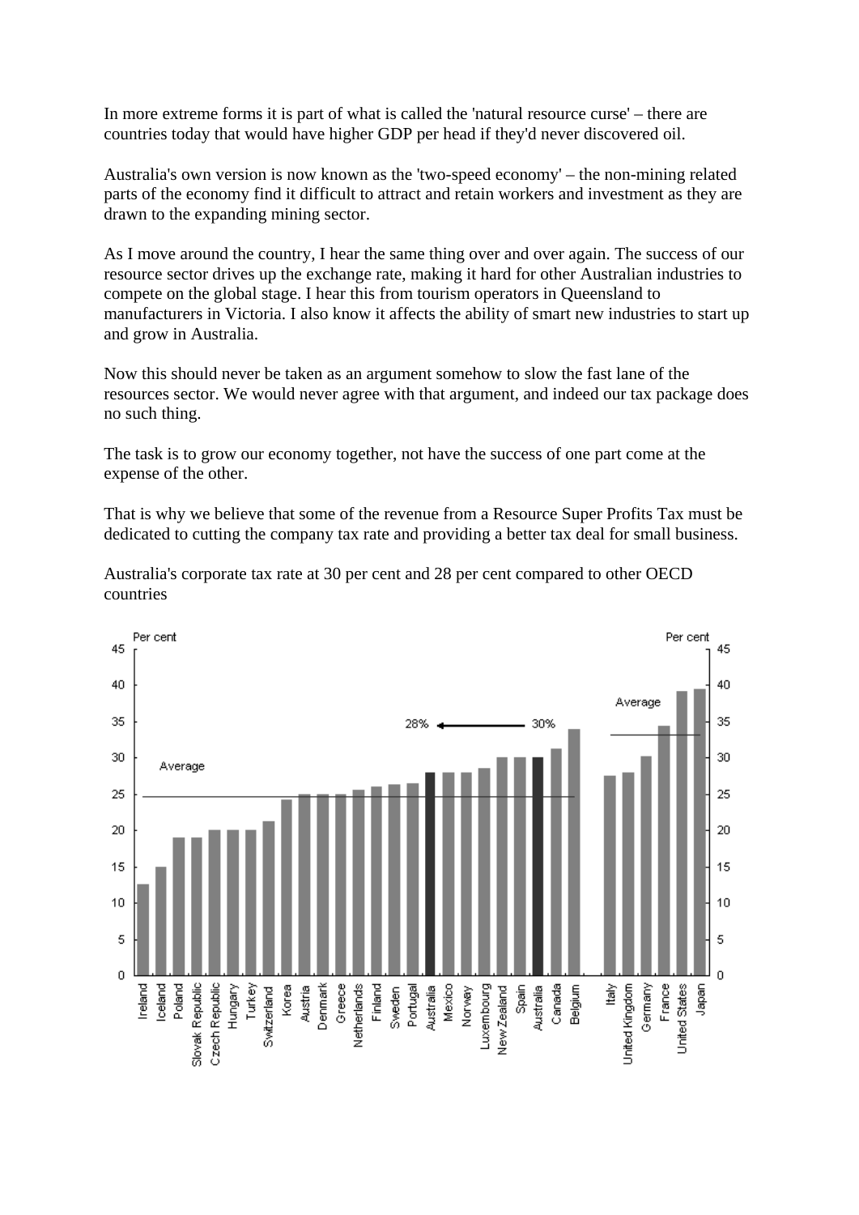In more extreme forms it is part of what is called the 'natural resource curse' – there are countries today that would have higher GDP per head if they'd never discovered oil.

Australia's own version is now known as the 'two-speed economy' – the non-mining related parts of the economy find it difficult to attract and retain workers and investment as they are drawn to the expanding mining sector.

As I move around the country, I hear the same thing over and over again. The success of our resource sector drives up the exchange rate, making it hard for other Australian industries to compete on the global stage. I hear this from tourism operators in Queensland to manufacturers in Victoria. I also know it affects the ability of smart new industries to start up and grow in Australia.

Now this should never be taken as an argument somehow to slow the fast lane of the resources sector. We would never agree with that argument, and indeed our tax package does no such thing.

The task is to grow our economy together, not have the success of one part come at the expense of the other.

That is why we believe that some of the revenue from a Resource Super Profits Tax must be dedicated to cutting the company tax rate and providing a better tax deal for small business.

Australia's corporate tax rate at 30 per cent and 28 per cent compared to other OECD countries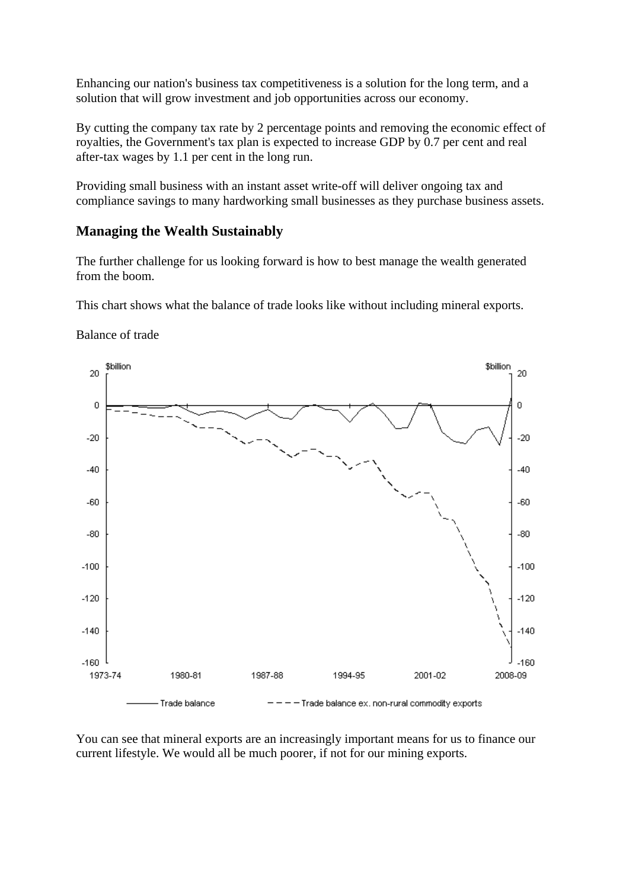Enhancing our nation's business tax competitiveness is a solution for the long term, and a solution that will grow investment and job opportunities across our economy.

By cutting the company tax rate by 2 percentage points and removing the economic effect of royalties, the Government's tax plan is expected to increase GDP by 0.7 per cent and real after-tax wages by 1.1 per cent in the long run.

Providing small business with an instant asset write-off will deliver ongoing tax and compliance savings to many hardworking small businesses as they purchase business assets.

## Managing the Wealth Sustainably

The further challenge for us looking forward is how to best manage the wealth generated from the boom.

This chart shows what the balance of trade looks like without including mineral exports.

Balance of trade

You can see that mineral exports are an increasingly important means for us to finance our current lifestyle. We would all be much poorer, if not for our mining exports.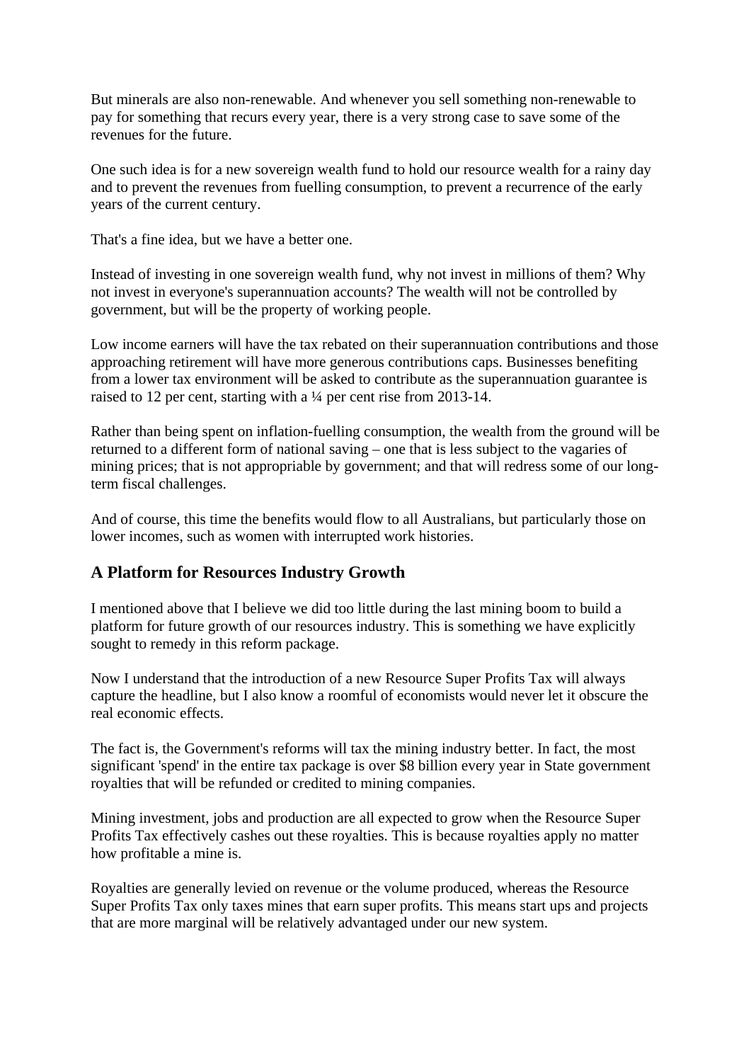But minerals are also non-renewable. And whenever you sell something non-renewable to pay for something that recurs every year, there is a very strong case to save some of the revenues for the future.

One such idea is for a new sovereign wealth fund to hold our resource wealth for a rainy day and to prevent the revenues from fuelling consumption, to prevent a recurrence of the early years of the current century.

That's a fine idea, but we have a better one.

Instead of investing in one sovereign wealth fund, why not invest in millions of them? Why not invest in everyone's superannuation accounts? The wealth will not be controlled by government, but will be the property of working people.

Low income earners will have the tax rebated on their superannuation contributions and those approaching retirement will have more generous contributions caps. Businesses benefiting from a lower tax environment will be asked to contribute as the superannuation guarantee is raised to 12 per cent, starting with a ¼ per cent rise from 2013-14.

Rather than being spent on inflation-fuelling consumption, the wealth from the ground will be returned to a different form of national saving – one that is less subject to the vagaries of mining prices; that is not appropriable by government; and that will redress some of our long-term fiscal challenges.

And of course, this time the benefits would flow to all Australians, but particularly those on lower incomes, such as women with interrupted work histories.

## A Platform for Resources Industry Growth

I mentioned above that I believe we did too little during the last mining boom to build a platform for future growth of our resources industry. This is something we have explicitly sought to remedy in this reform package.

Now I understand that the introduction of a new Resource Super Profits Tax will always capture the headline, but I also know a roomful of economists would never let it obscure the real economic effects.

The fact is, the Government's reforms will tax the mining industry better. In fact, the most significant 'spend' in the entire tax package is over $8 billion every year in State government royalties that will be refunded or credited to mining companies.

Mining investment, jobs and production are all expected to grow when the Resource Super Profits Tax effectively cashes out these royalties. This is because royalties apply no matter how profitable a mine is.

Royalties are generally levied on revenue or the volume produced, whereas the Resource Super Profits Tax only taxes mines that earn super profits. This means start ups and projects that are more marginal will be relatively advantaged under our new system.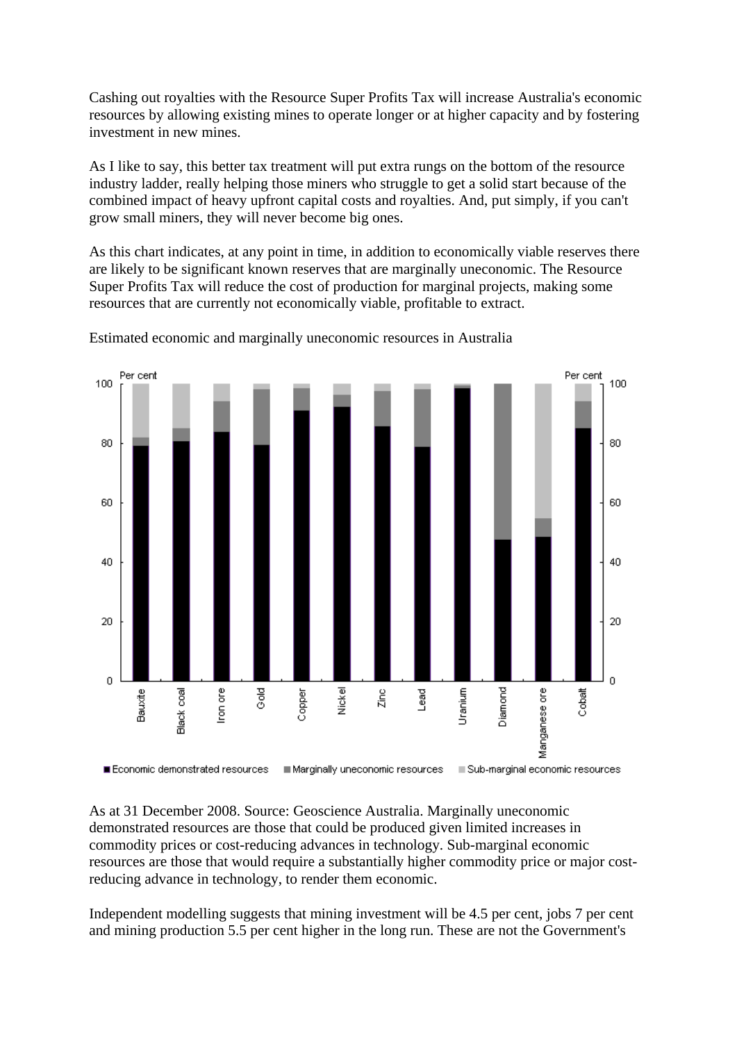Cashing out royalties with the Resource Super Profits Tax will increase Australia's economic resources by allowing existing mines to operate longer or at higher capacity and by fostering investment in new mines.

As I like to say, this better tax treatment will put extra rungs on the bottom of the resource industry ladder, really helping those miners who struggle to get a solid start because of the combined impact of heavy upfront capital costs and royalties. And, put simply, if you can't grow small miners, they will never become big ones.

As this chart indicates, at any point in time, in addition to economically viable reserves there are likely to be significant known reserves that are marginally uneconomic. The Resource Super Profits Tax will reduce the cost of production for marginal projects, making some resources that are currently not economically viable, profitable to extract.

Estimated economic and marginally uneconomic resources in Australia

As at 31 December 2008. Source: Geoscience Australia. Marginally uneconomic demonstrated resources are those that could be produced given limited increases in commodity prices or cost-reducing advances in technology. Sub-marginal economic resources are those that would require a substantially higher commodity price or major cost-reducing advance in technology, to render them economic.

Independent modelling suggests that mining investment will be 4.5 per cent, jobs 7 per cent and mining production 5.5 per cent higher in the long run. These are not the Government's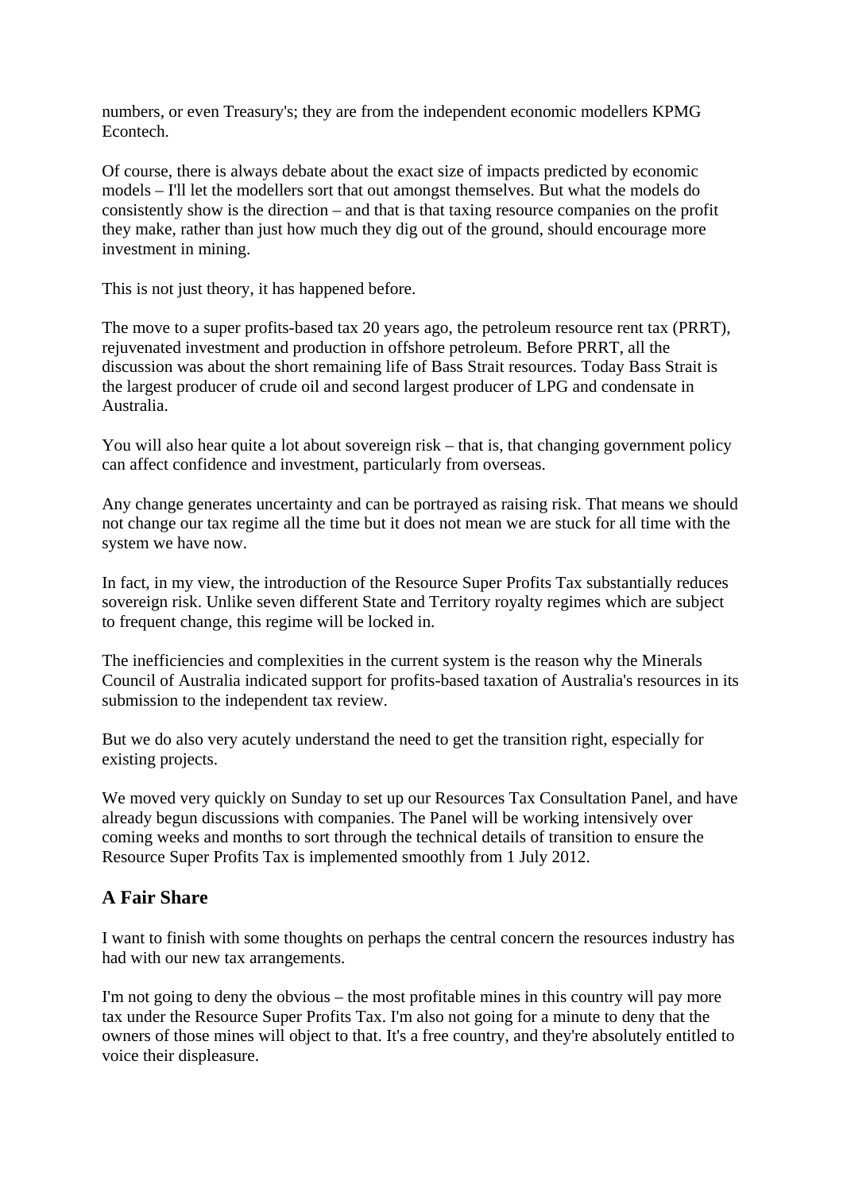numbers, or even Treasury's; they are from the independent economic modellers KPMG Econtech.

Of course, there is always debate about the exact size of impacts predicted by economic models – I'll let the modellers sort that out amongst themselves. But what the models do consistently show is the direction – and that is that taxing resource companies on the profit they make, rather than just how much they dig out of the ground, should encourage more investment in mining.

This is not just theory, it has happened before.

The move to a super profits-based tax 20 years ago, the petroleum resource rent tax (PRRT), rejuvenated investment and production in offshore petroleum. Before PRRT, all the discussion was about the short remaining life of Bass Strait resources. Today Bass Strait is the largest producer of crude oil and second largest producer of LPG and condensate in Australia.

You will also hear quite a lot about sovereign risk – that is, that changing government policy can affect confidence and investment, particularly from overseas.

Any change generates uncertainty and can be portrayed as raising risk. That means we should not change our tax regime all the time but it does not mean we are stuck for all time with the system we have now.

In fact, in my view, the introduction of the Resource Super Profits Tax substantially reduces sovereign risk. Unlike seven different State and Territory royalty regimes which are subject to frequent change, this regime will be locked in.

The inefficiencies and complexities in the current system is the reason why the Minerals Council of Australia indicated support for profits-based taxation of Australia's resources in its submission to the independent tax review.

But we do also very acutely understand the need to get the transition right, especially for existing projects.

We moved very quickly on Sunday to set up our Resources Tax Consultation Panel, and have already begun discussions with companies. The Panel will be working intensively over coming weeks and months to sort through the technical details of transition to ensure the Resource Super Profits Tax is implemented smoothly from 1 July 2012.

## A Fair Share

I want to finish with some thoughts on perhaps the central concern the resources industry has had with our new tax arrangements.

I'm not going to deny the obvious – the most profitable mines in this country will pay more tax under the Resource Super Profits Tax. I'm also not going for a minute to deny that the owners of those mines will object to that. It's a free country, and they're absolutely entitled to voice their displeasure.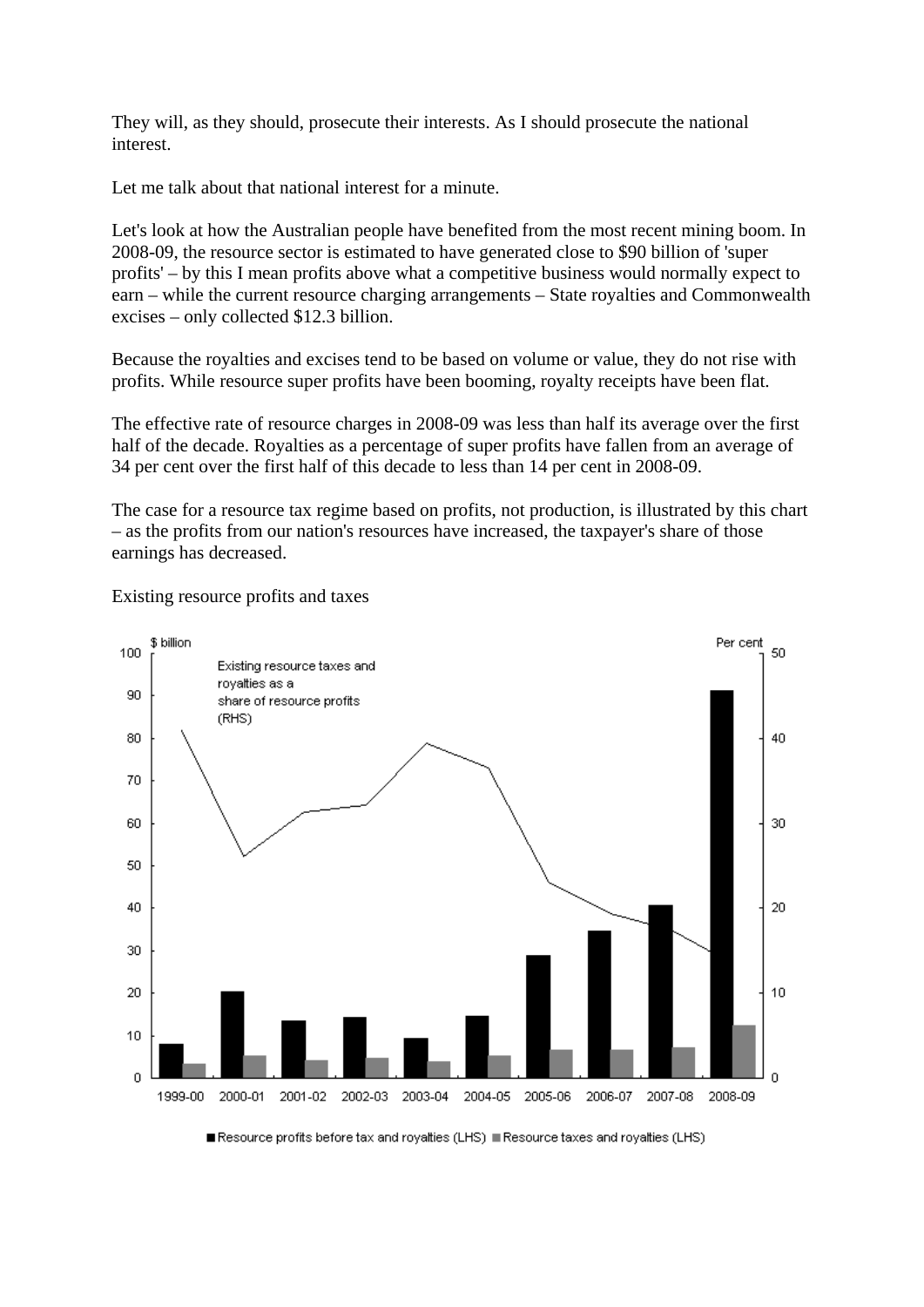They will, as they should, prosecute their interests. As I should prosecute the national interest.

Let me talk about that national interest for a minute.

Let's look at how the Australian people have benefited from the most recent mining boom. In 2008-09, the resource sector is estimated to have generated close to $90 billion of 'super profits' – by this I mean profits above what a competitive business would normally expect to earn – while the current resource charging arrangements – State royalties and Commonwealth excises – only collected $12.3 billion.

Because the royalties and excises tend to be based on volume or value, they do not rise with profits. While resource super profits have been booming, royalty receipts have been flat.

The effective rate of resource charges in 2008-09 was less than half its average over the first half of the decade. Royalties as a percentage of super profits have fallen from an average of 34 per cent over the first half of this decade to less than 14 per cent in 2008-09.

The case for a resource tax regime based on profits, not production, is illustrated by this chart – as the profits from our nation's resources have increased, the taxpayer's share of those earnings has decreased.

Existing resource profits and taxes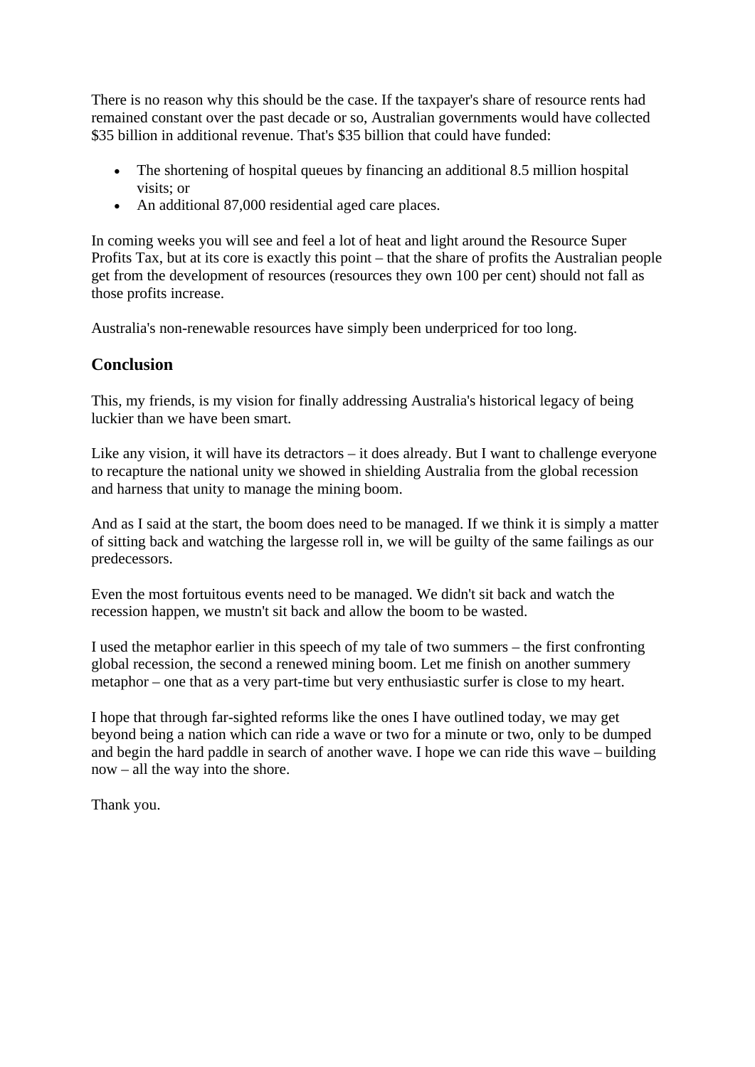There is no reason why this should be the case. If the taxpayer's share of resource rents had remained constant over the past decade or so, Australian governments would have collected $35 billion in additional revenue. That's $35 billion that could have funded:

- The shortening of hospital queues by financing an additional 8.5 million hospital visits; or
- An additional 87,000 residential aged care places.

In coming weeks you will see and feel a lot of heat and light around the Resource Super Profits Tax, but at its core is exactly this point – that the share of profits the Australian people get from the development of resources (resources they own 100 per cent) should not fall as those profits increase.

Australia's non-renewable resources have simply been underpriced for too long.

## Conclusion

This, my friends, is my vision for finally addressing Australia's historical legacy of being luckier than we have been smart.

Like any vision, it will have its detractors – it does already. But I want to challenge everyone to recapture the national unity we showed in shielding Australia from the global recession and harness that unity to manage the mining boom.

And as I said at the start, the boom does need to be managed. If we think it is simply a matter of sitting back and watching the largesse roll in, we will be guilty of the same failings as our predecessors.

Even the most fortuitous events need to be managed. We didn't sit back and watch the recession happen, we mustn't sit back and allow the boom to be wasted.

I used the metaphor earlier in this speech of my tale of two summers – the first confronting global recession, the second a renewed mining boom. Let me finish on another summery metaphor – one that as a very part-time but very enthusiastic surfer is close to my heart.

I hope that through far-sighted reforms like the ones I have outlined today, we may get beyond being a nation which can ride a wave or two for a minute or two, only to be dumped and begin the hard paddle in search of another wave. I hope we can ride this wave – building now – all the way into the shore.

Thank you.